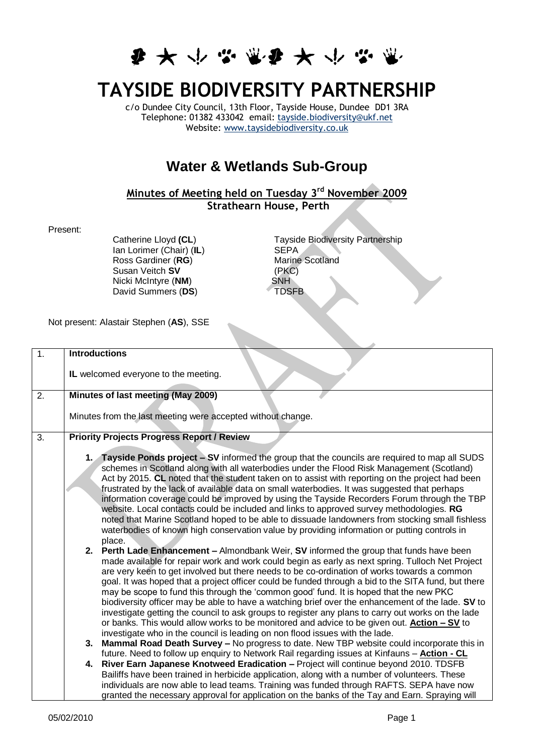# TAYSIDE BIODIVERSITY PARTNERSHIP

c/o Dundee City Council, 13th Floor, Tayside House, Dundee DD1 3RA
Telephone: 01382 433042 email: tayside.biodiversity@ukf.net
Website: www.taysidebiodiversity.co.uk

## Water & Wetlands Sub-Group

**Minutes of Meeting held on Tuesday 3rd November 2009**
**Strathearn House, Perth**

Present:

| | |
|---|---|
| Catherine Lloyd (**CL**) | Tayside Biodiversity Partnership |
| Ian Lorimer (Chair) (**IL**) | SEPA |
| Ross Gardiner (**RG**) | Marine Scotland |
| Susan Veitch **SV** | (PKC) |
| Nicki McIntyre (**NM**) | SNH |
| David Summers (**DS**) | TDSFB |

Not present: Alastair Stephen (**AS**), SSE

| | |
|---|---|
| 1. | **Introductions**<br><br>**IL** welcomed everyone to the meeting. |
| 2. | **Minutes of last meeting (May 2009)**<br><br>Minutes from the last meeting were accepted without change. |
| 3. | **Priority Projects Progress Report / Review**<br><br>1. **Tayside Ponds project – SV** informed the group that the councils are required to map all SUDS schemes in Scotland along with all waterbodies under the Flood Risk Management (Scotland) Act by 2015. **CL** noted that the student taken on to assist with reporting on the project had been frustrated by the lack of available data on small waterbodies. It was suggested that perhaps information coverage could be improved by using the Tayside Recorders Forum through the TBP website. Local contacts could be included and links to approved survey methodologies. **RG** noted that Marine Scotland hoped to be able to dissuade landowners from stocking small fishless waterbodies of known high conservation value by providing information or putting controls in place.<br>2. **Perth Lade Enhancement –** Almondbank Weir, **SV** informed the group that funds have been made available for repair work and work could begin as early as next spring. Tulloch Net Project are very keen to get involved but there needs to be co-ordination of works towards a common goal. It was hoped that a project officer could be funded through a bid to the SITA fund, but there may be scope to fund this through the 'common good' fund. It is hoped that the new PKC biodiversity officer may be able to have a watching brief over the enhancement of the lade. **SV** to investigate getting the council to ask groups to register any plans to carry out works on the lade or banks. This would allow works to be monitored and advice to be given out. **Action – SV** to investigate who in the council is leading on non flood issues with the lade.<br>3. **Mammal Road Death Survey –** No progress to date. New TBP website could incorporate this in future. Need to follow up enquiry to Network Rail regarding issues at Kinfauns – **Action - CL**<br>4. **River Earn Japanese Knotweed Eradication –** Project will continue beyond 2010. TDSFB Bailiffs have been trained in herbicide application, along with a number of volunteers. These individuals are now able to lead teams. Training was funded through RAFTS. SEPA have now granted the necessary approval for application on the banks of the Tay and Earn. Spraying will |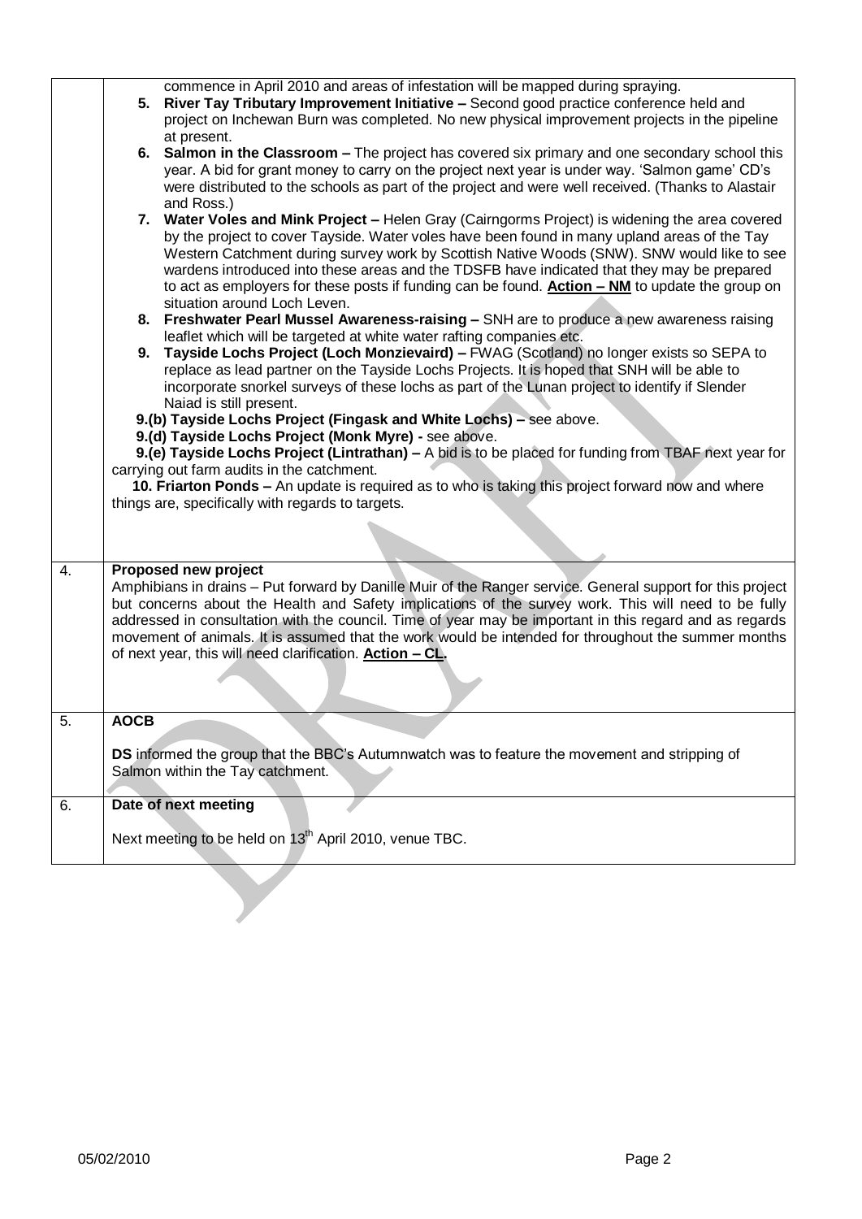| | |
|---|---|
| | commence in April 2010 and areas of infestation will be mapped during spraying.<br>5. **River Tay Tributary Improvement Initiative –** Second good practice conference held and project on Inchewan Burn was completed. No new physical improvement projects in the pipeline at present.<br>6. **Salmon in the Classroom –** The project has covered six primary and one secondary school this year. A bid for grant money to carry on the project next year is under way. 'Salmon game' CD's were distributed to the schools as part of the project and were well received. (Thanks to Alastair and Ross.)<br>7. **Water Voles and Mink Project –** Helen Gray (Cairngorms Project) is widening the area covered by the project to cover Tayside. Water voles have been found in many upland areas of the Tay Western Catchment during survey work by Scottish Native Woods (SNW). SNW would like to see wardens introduced into these areas and the TDSFB have indicated that they may be prepared to act as employers for these posts if funding can be found. **Action – NM** to update the group on situation around Loch Leven.<br>8. **Freshwater Pearl Mussel Awareness-raising –** SNH are to produce a new awareness raising leaflet which will be targeted at white water rafting companies etc.<br>9. **Tayside Lochs Project (Loch Monzievaird) –** FWAG (Scotland) no longer exists so SEPA to replace as lead partner on the Tayside Lochs Projects. It is hoped that SNH will be able to incorporate snorkel surveys of these lochs as part of the Lunan project to identify if Slender Naiad is still present.<br>**9.(b) Tayside Lochs Project (Fingask and White Lochs) –** see above.<br>**9.(d) Tayside Lochs Project (Monk Myre) -** see above.<br>**9.(e) Tayside Lochs Project (Lintrathan) –** A bid is to be placed for funding from TBAF next year for carrying out farm audits in the catchment.<br>**10. Friarton Ponds –** An update is required as to who is taking this project forward now and where things are, specifically with regards to targets. |
| 4. | **Proposed new project**<br>Amphibians in drains – Put forward by Danille Muir of the Ranger service. General support for this project but concerns about the Health and Safety implications of the survey work. This will need to be fully addressed in consultation with the council. Time of year may be important in this regard and as regards movement of animals. It is assumed that the work would be intended for throughout the summer months of next year, this will need clarification. **Action – CL.** |
| 5. | **AOCB**<br><br>**DS** informed the group that the BBC's Autumnwatch was to feature the movement and stripping of Salmon within the Tay catchment. |
| 6. | **Date of next meeting**<br><br>Next meeting to be held on 13th April 2010, venue TBC. |

05/02/2010